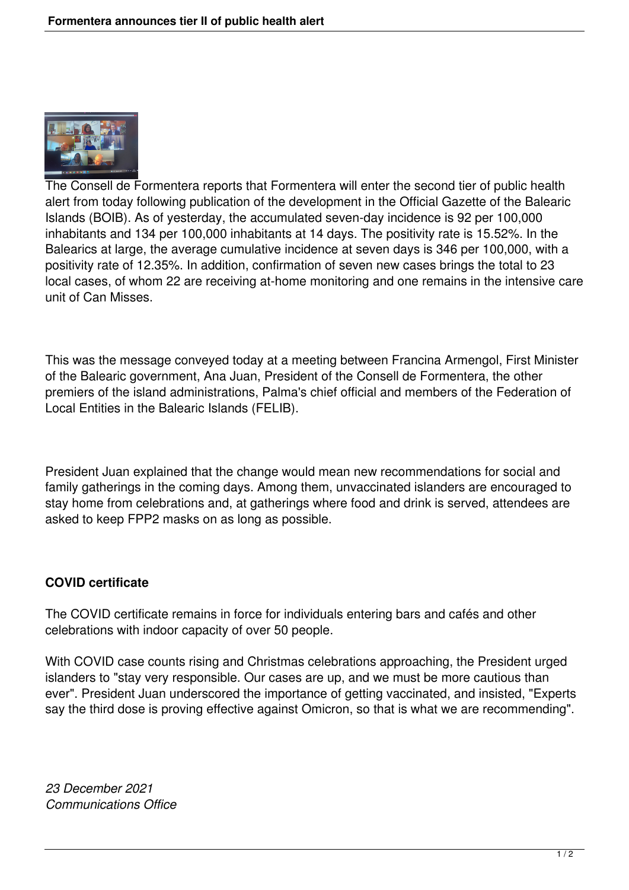The Consell de Formentera reports that Formentera will enter the second tier of public health alert from today following publication of the development in the Official Gazette of the Balearic Islands (BOIB). As of yesterday, the accumulated seven-day incidence is 92 per 100,000 inhabitants and 134 per 100,000 inhabitants at 14 days. The positivity rate is 15.52%. In the Balearics at large, the average cumulative incidence at seven days is 346 per 100,000, with a positivity rate of 12.35%. In addition, confirmation of seven new cases brings the total to 23 local cases, of whom 22 are receiving at-home monitoring and one remains in the intensive care unit of Can Misses.

This was the message conveyed today at a meeting between Francina Armengol, First Minister of the Balearic government, Ana Juan, President of the Consell de Formentera, the other premiers of the island administrations, Palma's chief official and members of the Federation of Local Entities in the Balearic Islands (FELIB).

President Juan explained that the change would mean new recommendations for social and family gatherings in the coming days. Among them, unvaccinated islanders are encouraged to stay home from celebrations and, at gatherings where food and drink is served, attendees are asked to keep FPP2 masks on as long as possible.

**COVID certificate**

The COVID certificate remains in force for individuals entering bars and cafés and other celebrations with indoor capacity of over 50 people.

With COVID case counts rising and Christmas celebrations approaching, the President urged islanders to "stay very responsible. Our cases are up, and we must be more cautious than ever". President Juan underscored the importance of getting vaccinated, and insisted, "Experts say the third dose is proving effective against Omicron, so that is what we are recommending".

*23 December 2021*
*Communications Office*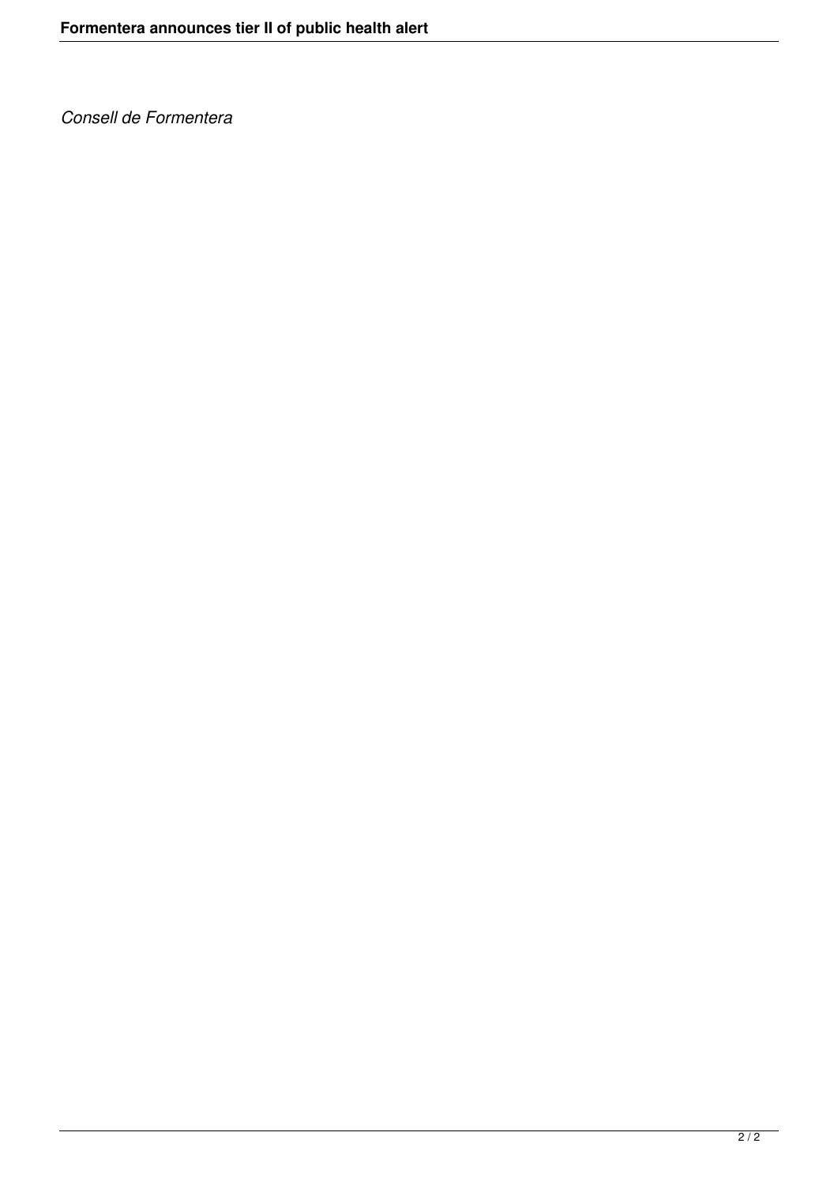*Consell de Formentera*